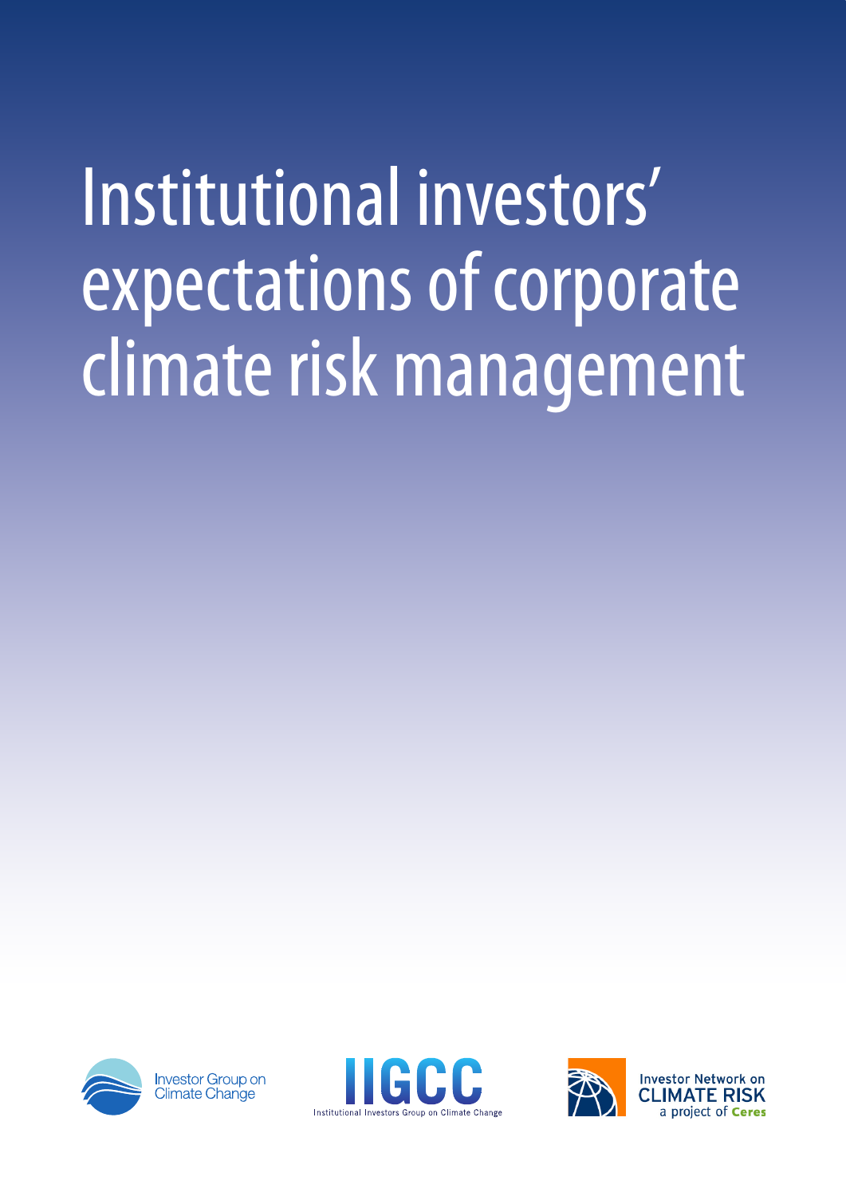# Institutional investors' expectations of corporate climate risk management

Investor Group on Climate Change

IIGCC
Institutional Investors Group on Climate Change

Investor Network on CLIMATE RISK
a project of Ceres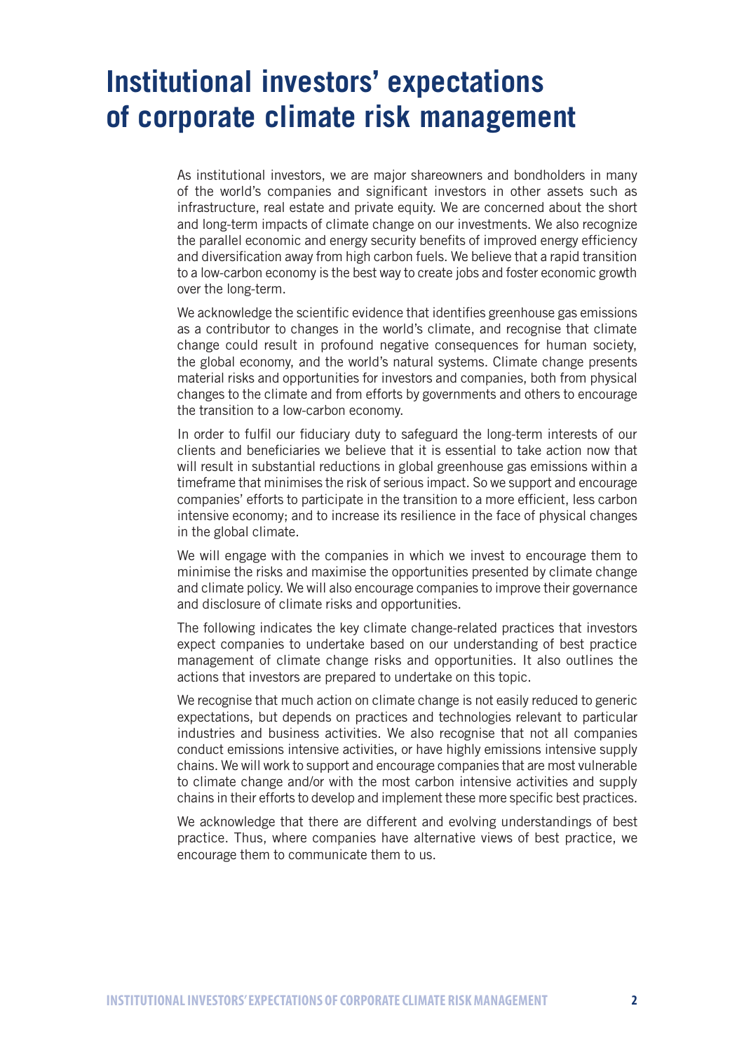# Institutional investors' expectations of corporate climate risk management

As institutional investors, we are major shareowners and bondholders in many of the world's companies and significant investors in other assets such as infrastructure, real estate and private equity. We are concerned about the short and long-term impacts of climate change on our investments. We also recognize the parallel economic and energy security benefits of improved energy efficiency and diversification away from high carbon fuels. We believe that a rapid transition to a low-carbon economy is the best way to create jobs and foster economic growth over the long-term.

We acknowledge the scientific evidence that identifies greenhouse gas emissions as a contributor to changes in the world's climate, and recognise that climate change could result in profound negative consequences for human society, the global economy, and the world's natural systems. Climate change presents material risks and opportunities for investors and companies, both from physical changes to the climate and from efforts by governments and others to encourage the transition to a low-carbon economy.

In order to fulfil our fiduciary duty to safeguard the long-term interests of our clients and beneficiaries we believe that it is essential to take action now that will result in substantial reductions in global greenhouse gas emissions within a timeframe that minimises the risk of serious impact. So we support and encourage companies' efforts to participate in the transition to a more efficient, less carbon intensive economy; and to increase its resilience in the face of physical changes in the global climate.

We will engage with the companies in which we invest to encourage them to minimise the risks and maximise the opportunities presented by climate change and climate policy. We will also encourage companies to improve their governance and disclosure of climate risks and opportunities.

The following indicates the key climate change-related practices that investors expect companies to undertake based on our understanding of best practice management of climate change risks and opportunities. It also outlines the actions that investors are prepared to undertake on this topic.

We recognise that much action on climate change is not easily reduced to generic expectations, but depends on practices and technologies relevant to particular industries and business activities. We also recognise that not all companies conduct emissions intensive activities, or have highly emissions intensive supply chains. We will work to support and encourage companies that are most vulnerable to climate change and/or with the most carbon intensive activities and supply chains in their efforts to develop and implement these more specific best practices.

We acknowledge that there are different and evolving understandings of best practice. Thus, where companies have alternative views of best practice, we encourage them to communicate them to us.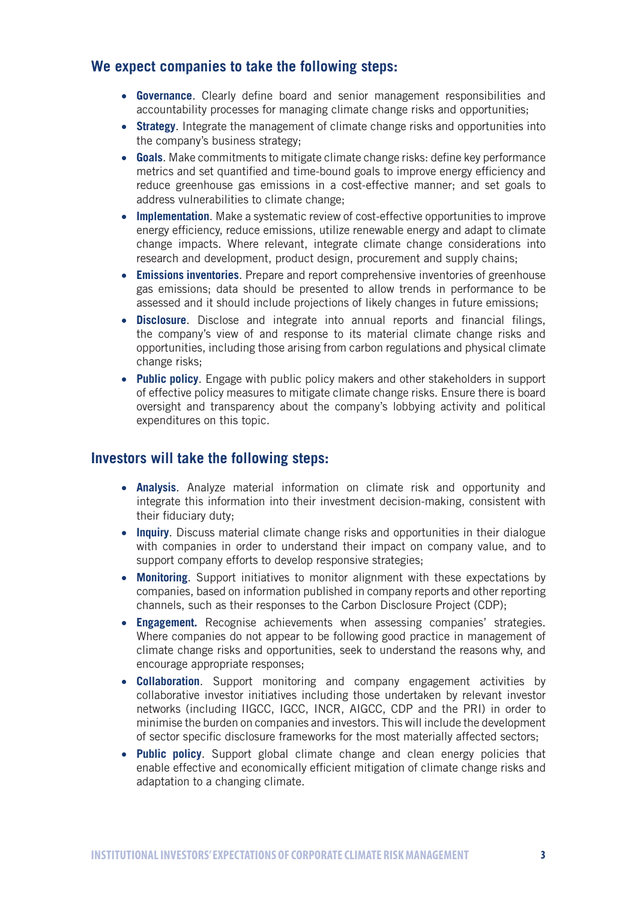## We expect companies to take the following steps:

- **Governance**. Clearly define board and senior management responsibilities and accountability processes for managing climate change risks and opportunities;
- **Strategy**. Integrate the management of climate change risks and opportunities into the company's business strategy;
- **Goals**. Make commitments to mitigate climate change risks: define key performance metrics and set quantified and time-bound goals to improve energy efficiency and reduce greenhouse gas emissions in a cost-effective manner; and set goals to address vulnerabilities to climate change;
- **Implementation**. Make a systematic review of cost-effective opportunities to improve energy efficiency, reduce emissions, utilize renewable energy and adapt to climate change impacts. Where relevant, integrate climate change considerations into research and development, product design, procurement and supply chains;
- **Emissions inventories**. Prepare and report comprehensive inventories of greenhouse gas emissions; data should be presented to allow trends in performance to be assessed and it should include projections of likely changes in future emissions;
- **Disclosure**. Disclose and integrate into annual reports and financial filings, the company's view of and response to its material climate change risks and opportunities, including those arising from carbon regulations and physical climate change risks;
- **Public policy**. Engage with public policy makers and other stakeholders in support of effective policy measures to mitigate climate change risks. Ensure there is board oversight and transparency about the company's lobbying activity and political expenditures on this topic.

## Investors will take the following steps:

- **Analysis**. Analyze material information on climate risk and opportunity and integrate this information into their investment decision-making, consistent with their fiduciary duty;
- **Inquiry**. Discuss material climate change risks and opportunities in their dialogue with companies in order to understand their impact on company value, and to support company efforts to develop responsive strategies;
- **Monitoring**. Support initiatives to monitor alignment with these expectations by companies, based on information published in company reports and other reporting channels, such as their responses to the Carbon Disclosure Project (CDP);
- **Engagement.** Recognise achievements when assessing companies' strategies. Where companies do not appear to be following good practice in management of climate change risks and opportunities, seek to understand the reasons why, and encourage appropriate responses;
- **Collaboration**. Support monitoring and company engagement activities by collaborative investor initiatives including those undertaken by relevant investor networks (including IIGCC, IGCC, INCR, AIGCC, CDP and the PRI) in order to minimise the burden on companies and investors. This will include the development of sector specific disclosure frameworks for the most materially affected sectors;
- **Public policy**. Support global climate change and clean energy policies that enable effective and economically efficient mitigation of climate change risks and adaptation to a changing climate.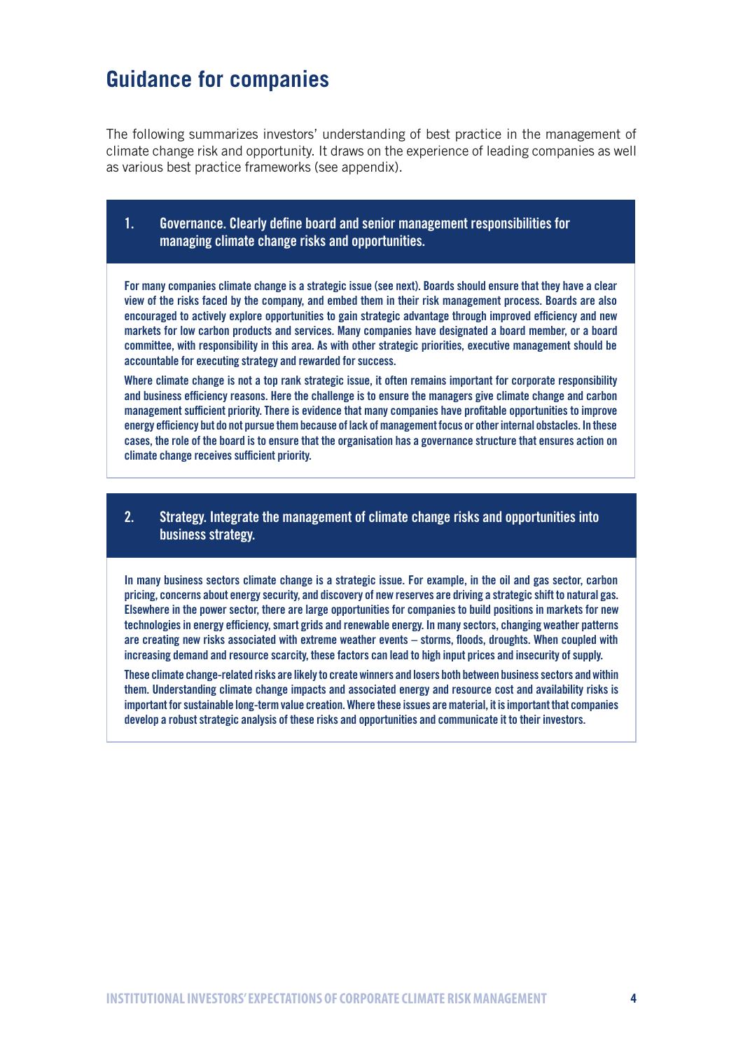# Guidance for companies

The following summarizes investors' understanding of best practice in the management of climate change risk and opportunity. It draws on the experience of leading companies as well as various best practice frameworks (see appendix).

## 1. Governance. Clearly define board and senior management responsibilities for managing climate change risks and opportunities.

For many companies climate change is a strategic issue (see next). Boards should ensure that they have a clear view of the risks faced by the company, and embed them in their risk management process. Boards are also encouraged to actively explore opportunities to gain strategic advantage through improved efficiency and new markets for low carbon products and services. Many companies have designated a board member, or a board committee, with responsibility in this area. As with other strategic priorities, executive management should be accountable for executing strategy and rewarded for success.

Where climate change is not a top rank strategic issue, it often remains important for corporate responsibility and business efficiency reasons. Here the challenge is to ensure the managers give climate change and carbon management sufficient priority. There is evidence that many companies have profitable opportunities to improve energy efficiency but do not pursue them because of lack of management focus or other internal obstacles. In these cases, the role of the board is to ensure that the organisation has a governance structure that ensures action on climate change receives sufficient priority.

## 2. Strategy. Integrate the management of climate change risks and opportunities into business strategy.

In many business sectors climate change is a strategic issue. For example, in the oil and gas sector, carbon pricing, concerns about energy security, and discovery of new reserves are driving a strategic shift to natural gas. Elsewhere in the power sector, there are large opportunities for companies to build positions in markets for new technologies in energy efficiency, smart grids and renewable energy. In many sectors, changing weather patterns are creating new risks associated with extreme weather events – storms, floods, droughts. When coupled with increasing demand and resource scarcity, these factors can lead to high input prices and insecurity of supply.

These climate change-related risks are likely to create winners and losers both between business sectors and within them. Understanding climate change impacts and associated energy and resource cost and availability risks is important for sustainable long-term value creation. Where these issues are material, it is important that companies develop a robust strategic analysis of these risks and opportunities and communicate it to their investors.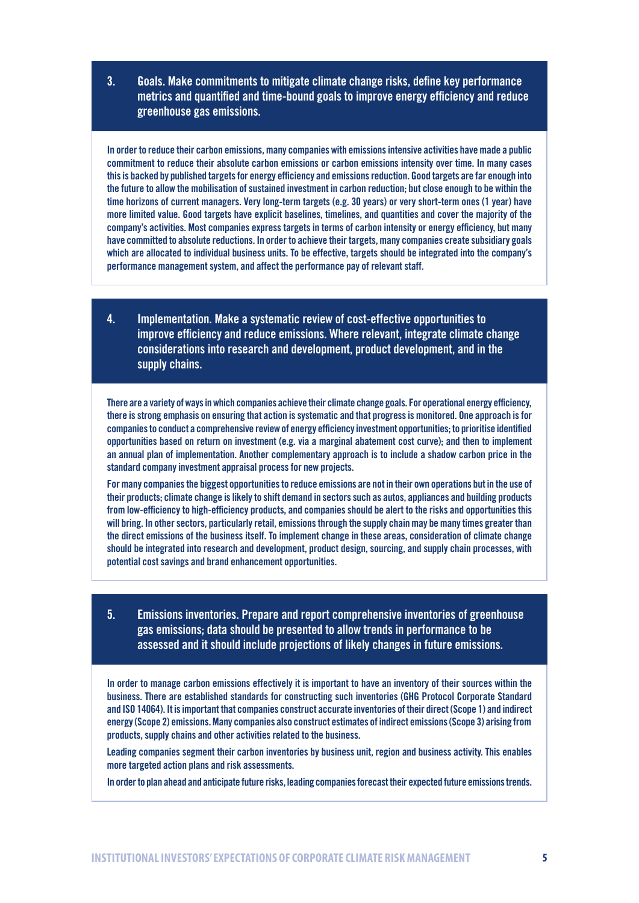## 3. Goals. Make commitments to mitigate climate change risks, define key performance metrics and quantified and time-bound goals to improve energy efficiency and reduce greenhouse gas emissions.

In order to reduce their carbon emissions, many companies with emissions intensive activities have made a public commitment to reduce their absolute carbon emissions or carbon emissions intensity over time. In many cases this is backed by published targets for energy efficiency and emissions reduction. Good targets are far enough into the future to allow the mobilisation of sustained investment in carbon reduction; but close enough to be within the time horizons of current managers. Very long-term targets (e.g. 30 years) or very short-term ones (1 year) have more limited value. Good targets have explicit baselines, timelines, and quantities and cover the majority of the company's activities. Most companies express targets in terms of carbon intensity or energy efficiency, but many have committed to absolute reductions. In order to achieve their targets, many companies create subsidiary goals which are allocated to individual business units. To be effective, targets should be integrated into the company's performance management system, and affect the performance pay of relevant staff.

## 4. Implementation. Make a systematic review of cost-effective opportunities to improve efficiency and reduce emissions. Where relevant, integrate climate change considerations into research and development, product development, and in the supply chains.

There are a variety of ways in which companies achieve their climate change goals. For operational energy efficiency, there is strong emphasis on ensuring that action is systematic and that progress is monitored. One approach is for companies to conduct a comprehensive review of energy efficiency investment opportunities; to prioritise identified opportunities based on return on investment (e.g. via a marginal abatement cost curve); and then to implement an annual plan of implementation. Another complementary approach is to include a shadow carbon price in the standard company investment appraisal process for new projects.

For many companies the biggest opportunities to reduce emissions are not in their own operations but in the use of their products; climate change is likely to shift demand in sectors such as autos, appliances and building products from low-efficiency to high-efficiency products, and companies should be alert to the risks and opportunities this will bring. In other sectors, particularly retail, emissions through the supply chain may be many times greater than the direct emissions of the business itself. To implement change in these areas, consideration of climate change should be integrated into research and development, product design, sourcing, and supply chain processes, with potential cost savings and brand enhancement opportunities.

## 5. Emissions inventories. Prepare and report comprehensive inventories of greenhouse gas emissions; data should be presented to allow trends in performance to be assessed and it should include projections of likely changes in future emissions.

In order to manage carbon emissions effectively it is important to have an inventory of their sources within the business. There are established standards for constructing such inventories (GHG Protocol Corporate Standard and ISO 14064). It is important that companies construct accurate inventories of their direct (Scope 1) and indirect energy (Scope 2) emissions. Many companies also construct estimates of indirect emissions (Scope 3) arising from products, supply chains and other activities related to the business.

Leading companies segment their carbon inventories by business unit, region and business activity. This enables more targeted action plans and risk assessments.

In order to plan ahead and anticipate future risks, leading companies forecast their expected future emissions trends.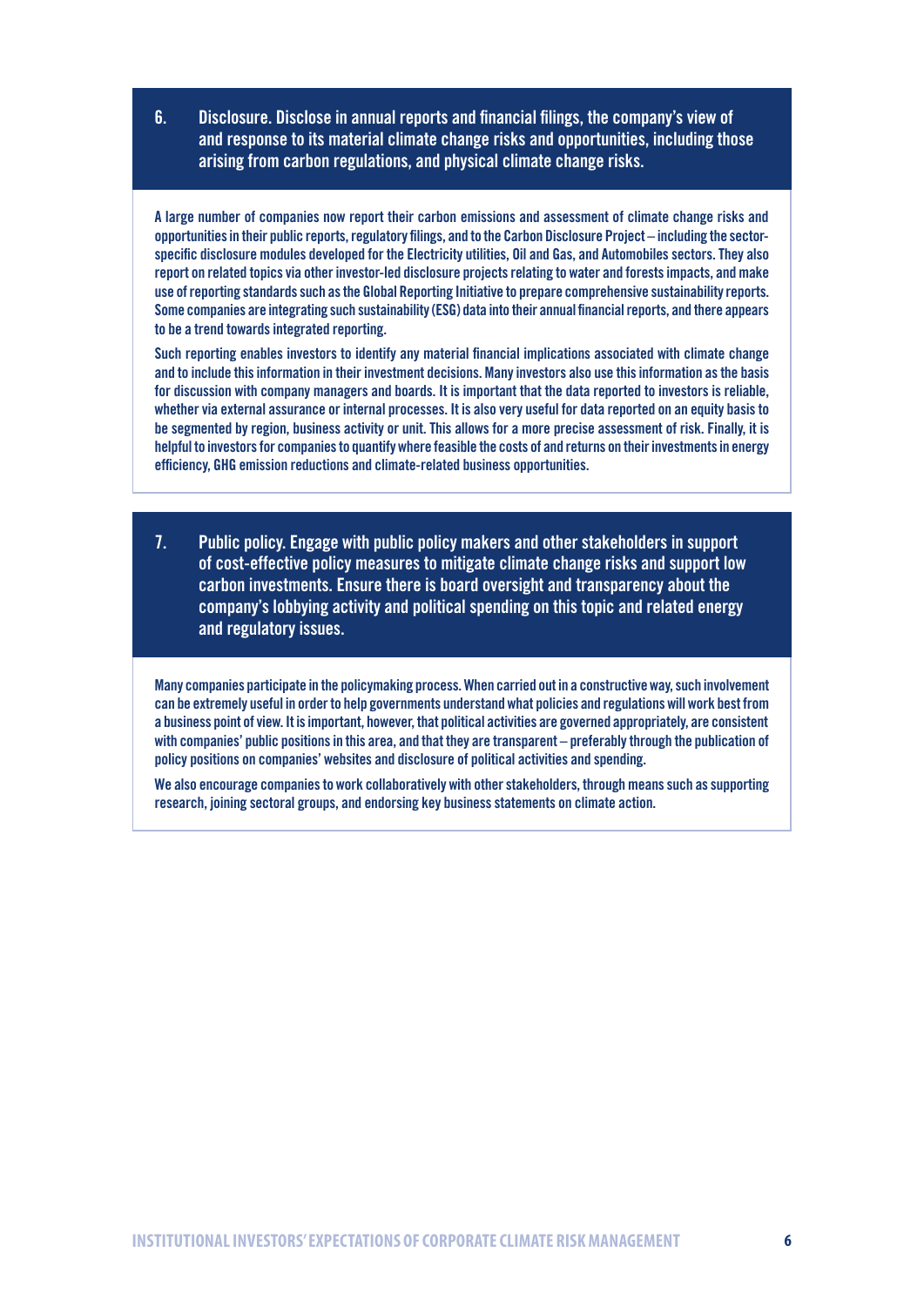## 6. Disclosure. Disclose in annual reports and financial filings, the company's view of and response to its material climate change risks and opportunities, including those arising from carbon regulations, and physical climate change risks.

A large number of companies now report their carbon emissions and assessment of climate change risks and opportunities in their public reports, regulatory filings, and to the Carbon Disclosure Project – including the sector-specific disclosure modules developed for the Electricity utilities, Oil and Gas, and Automobiles sectors. They also report on related topics via other investor-led disclosure projects relating to water and forests impacts, and make use of reporting standards such as the Global Reporting Initiative to prepare comprehensive sustainability reports. Some companies are integrating such sustainability (ESG) data into their annual financial reports, and there appears to be a trend towards integrated reporting.

Such reporting enables investors to identify any material financial implications associated with climate change and to include this information in their investment decisions. Many investors also use this information as the basis for discussion with company managers and boards. It is important that the data reported to investors is reliable, whether via external assurance or internal processes. It is also very useful for data reported on an equity basis to be segmented by region, business activity or unit. This allows for a more precise assessment of risk. Finally, it is helpful to investors for companies to quantify where feasible the costs of and returns on their investments in energy efficiency, GHG emission reductions and climate-related business opportunities.

## 7. Public policy. Engage with public policy makers and other stakeholders in support of cost-effective policy measures to mitigate climate change risks and support low carbon investments. Ensure there is board oversight and transparency about the company's lobbying activity and political spending on this topic and related energy and regulatory issues.

Many companies participate in the policymaking process. When carried out in a constructive way, such involvement can be extremely useful in order to help governments understand what policies and regulations will work best from a business point of view. It is important, however, that political activities are governed appropriately, are consistent with companies' public positions in this area, and that they are transparent – preferably through the publication of policy positions on companies' websites and disclosure of political activities and spending.

We also encourage companies to work collaboratively with other stakeholders, through means such as supporting research, joining sectoral groups, and endorsing key business statements on climate action.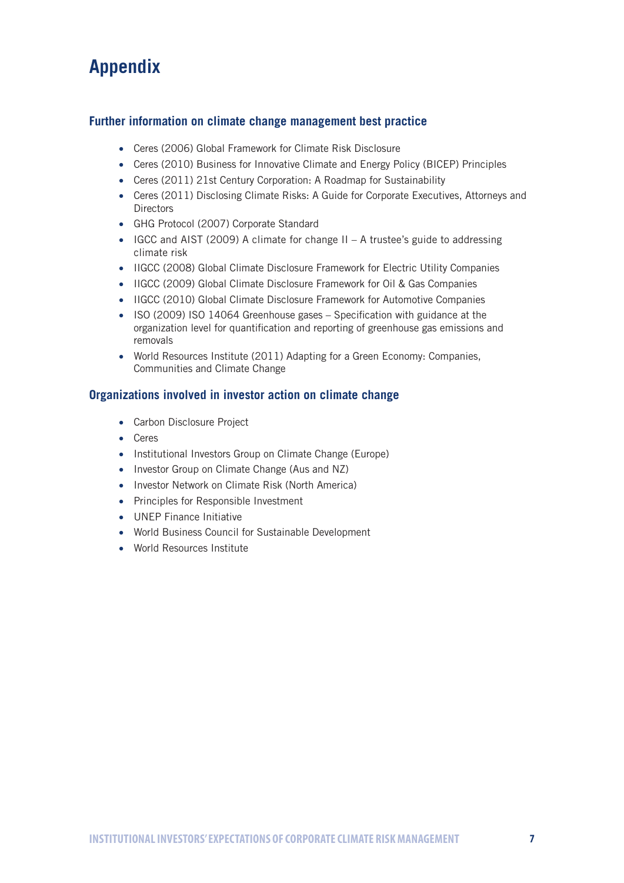# Appendix

## Further information on climate change management best practice

- Ceres (2006) Global Framework for Climate Risk Disclosure
- Ceres (2010) Business for Innovative Climate and Energy Policy (BICEP) Principles
- Ceres (2011) 21st Century Corporation: A Roadmap for Sustainability
- Ceres (2011) Disclosing Climate Risks: A Guide for Corporate Executives, Attorneys and Directors
- GHG Protocol (2007) Corporate Standard
- IGCC and AIST (2009) A climate for change II – A trustee's guide to addressing climate risk
- IIGCC (2008) Global Climate Disclosure Framework for Electric Utility Companies
- IIGCC (2009) Global Climate Disclosure Framework for Oil & Gas Companies
- IIGCC (2010) Global Climate Disclosure Framework for Automotive Companies
- ISO (2009) ISO 14064 Greenhouse gases – Specification with guidance at the organization level for quantification and reporting of greenhouse gas emissions and removals
- World Resources Institute (2011) Adapting for a Green Economy: Companies, Communities and Climate Change

## Organizations involved in investor action on climate change

- Carbon Disclosure Project
- Ceres
- Institutional Investors Group on Climate Change (Europe)
- Investor Group on Climate Change (Aus and NZ)
- Investor Network on Climate Risk (North America)
- Principles for Responsible Investment
- UNEP Finance Initiative
- World Business Council for Sustainable Development
- World Resources Institute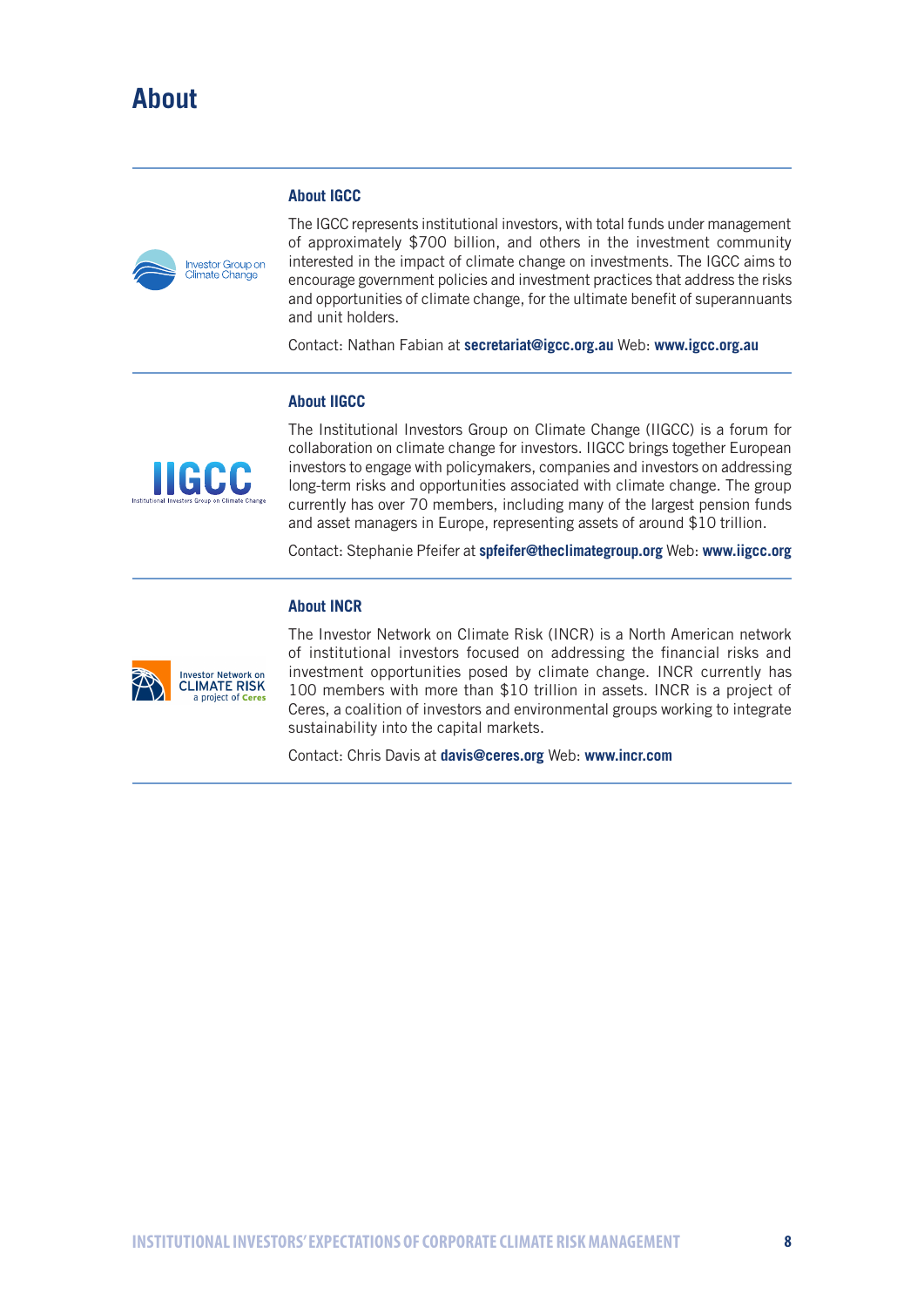# About

## About IGCC

The IGCC represents institutional investors, with total funds under management of approximately $700 billion, and others in the investment community interested in the impact of climate change on investments. The IGCC aims to encourage government policies and investment practices that address the risks and opportunities of climate change, for the ultimate benefit of superannuants and unit holders.

Contact: Nathan Fabian at **secretariat@igcc.org.au** Web: **www.igcc.org.au**

## About IIGCC

The Institutional Investors Group on Climate Change (IIGCC) is a forum for collaboration on climate change for investors. IIGCC brings together European investors to engage with policymakers, companies and investors on addressing long-term risks and opportunities associated with climate change. The group currently has over 70 members, including many of the largest pension funds and asset managers in Europe, representing assets of around $10 trillion.

Contact: Stephanie Pfeifer at **spfeifer@theclimategroup.org** Web: **www.iigcc.org**

## About INCR

The Investor Network on Climate Risk (INCR) is a North American network of institutional investors focused on addressing the financial risks and investment opportunities posed by climate change. INCR currently has 100 members with more than $10 trillion in assets. INCR is a project of Ceres, a coalition of investors and environmental groups working to integrate sustainability into the capital markets.

Contact: Chris Davis at **davis@ceres.org** Web: **www.incr.com**